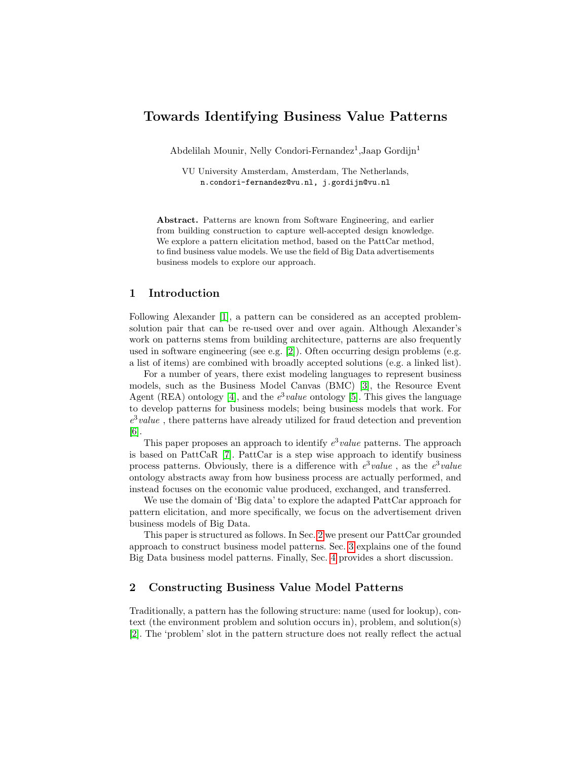# Towards Identifying Business Value Patterns

Abdelilah Mounir, Nelly Condori-Fernandez[1],Jaap Gordijn[1]

VU University Amsterdam, Amsterdam, The Netherlands,
n.condori-fernandez@vu.nl, j.gordijn@vu.nl

**Abstract.** Patterns are known from Software Engineering, and earlier from building construction to capture well-accepted design knowledge. We explore a pattern elicitation method, based on the PattCar method, to find business value models. We use the field of Big Data advertisements business models to explore our approach.

## 1 Introduction

Following Alexander [1], a pattern can be considered as an accepted problem-solution pair that can be re-used over and over again. Although Alexander's work on patterns stems from building architecture, patterns are also frequently used in software engineering (see e.g. [2]). Often occurring design problems (e.g. a list of items) are combined with broadly accepted solutions (e.g. a linked list).

For a number of years, there exist modeling languages to represent business models, such as the Business Model Canvas (BMC) [3], the Resource Event Agent (REA) ontology [4], and the $e^3$*value* ontology [5]. This gives the language to develop patterns for business models; being business models that work. For $e^3$*value* , there patterns have already utilized for fraud detection and prevention [6].

This paper proposes an approach to identify $e^3$*value* patterns. The approach is based on PattCaR [7]. PattCar is a step wise approach to identify business process patterns. Obviously, there is a difference with $e^3$*value* , as the $e^3$*value* ontology abstracts away from how business process are actually performed, and instead focuses on the economic value produced, exchanged, and transferred.

We use the domain of 'Big data' to explore the adapted PattCar approach for pattern elicitation, and more specifically, we focus on the advertisement driven business models of Big Data.

This paper is structured as follows. In Sec. 2 we present our PattCar grounded approach to construct business model patterns. Sec. 3 explains one of the found Big Data business model patterns. Finally, Sec. 4 provides a short discussion.

## 2 Constructing Business Value Model Patterns

Traditionally, a pattern has the following structure: name (used for lookup), context (the environment problem and solution occurs in), problem, and solution(s) [2]. The 'problem' slot in the pattern structure does not really reflect the actual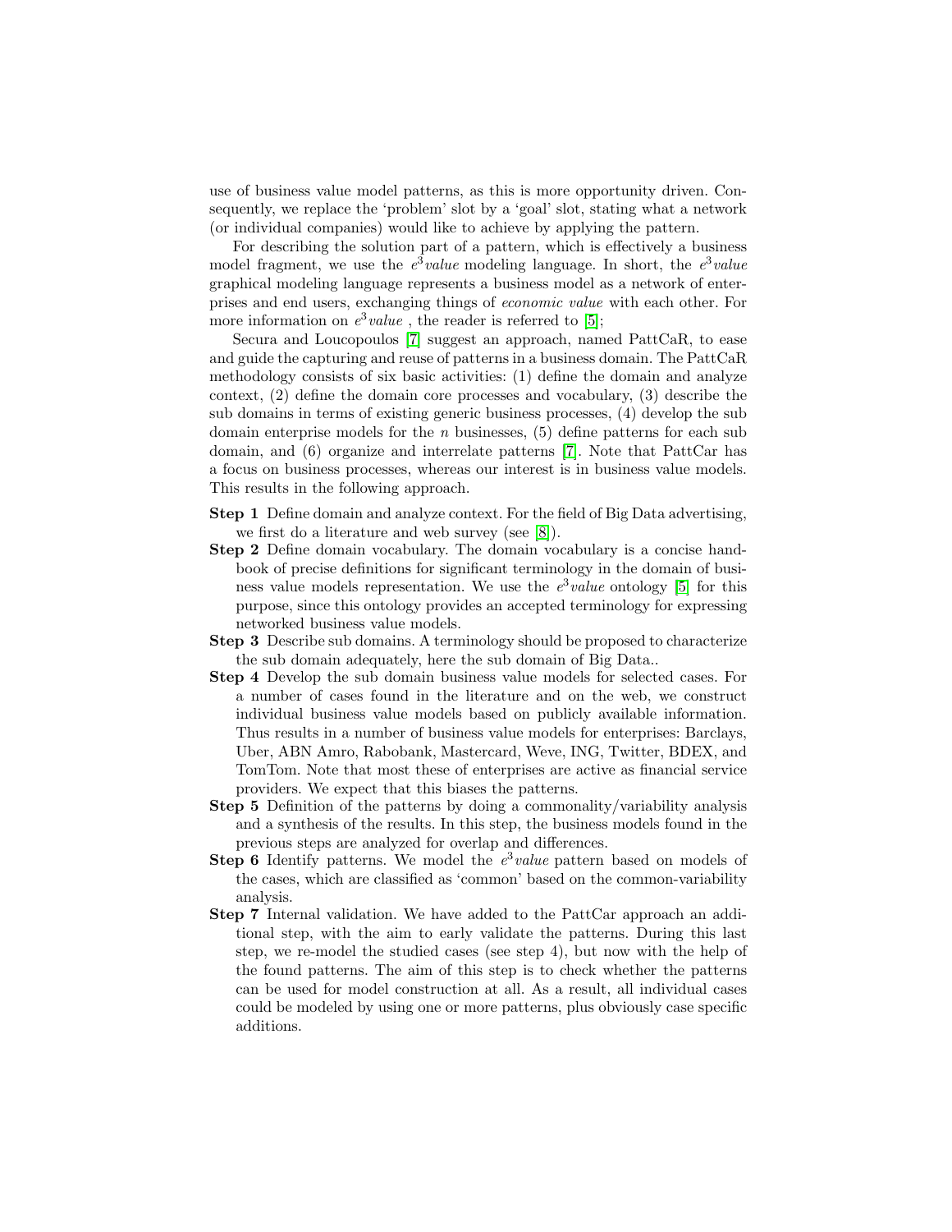use of business value model patterns, as this is more opportunity driven. Consequently, we replace the 'problem' slot by a 'goal' slot, stating what a network (or individual companies) would like to achieve by applying the pattern.

For describing the solution part of a pattern, which is effectively a business model fragment, we use the $e^3$*value* modeling language. In short, the $e^3$*value* graphical modeling language represents a business model as a network of enterprises and end users, exchanging things of *economic value* with each other. For more information on $e^3$*value* , the reader is referred to [5];

Secura and Loucopoulos [7] suggest an approach, named PattCaR, to ease and guide the capturing and reuse of patterns in a business domain. The PattCaR methodology consists of six basic activities: (1) define the domain and analyze context, (2) define the domain core processes and vocabulary, (3) describe the sub domains in terms of existing generic business processes, (4) develop the sub domain enterprise models for the $n$ businesses, (5) define patterns for each sub domain, and (6) organize and interrelate patterns [7]. Note that PattCar has a focus on business processes, whereas our interest is in business value models. This results in the following approach.

**Step 1** Define domain and analyze context. For the field of Big Data advertising, we first do a literature and web survey (see [8]).

**Step 2** Define domain vocabulary. The domain vocabulary is a concise handbook of precise definitions for significant terminology in the domain of business value models representation. We use the $e^3$*value* ontology [5] for this purpose, since this ontology provides an accepted terminology for expressing networked business value models.

**Step 3** Describe sub domains. A terminology should be proposed to characterize the sub domain adequately, here the sub domain of Big Data..

**Step 4** Develop the sub domain business value models for selected cases. For a number of cases found in the literature and on the web, we construct individual business value models based on publicly available information. Thus results in a number of business value models for enterprises: Barclays, Uber, ABN Amro, Rabobank, Mastercard, Weve, ING, Twitter, BDEX, and TomTom. Note that most these of enterprises are active as financial service providers. We expect that this biases the patterns.

**Step 5** Definition of the patterns by doing a commonality/variability analysis and a synthesis of the results. In this step, the business models found in the previous steps are analyzed for overlap and differences.

**Step 6** Identify patterns. We model the $e^3$*value* pattern based on models of the cases, which are classified as 'common' based on the common-variability analysis.

**Step 7** Internal validation. We have added to the PattCar approach an additional step, with the aim to early validate the patterns. During this last step, we re-model the studied cases (see step 4), but now with the help of the found patterns. The aim of this step is to check whether the patterns can be used for model construction at all. As a result, all individual cases could be modeled by using one or more patterns, plus obviously case specific additions.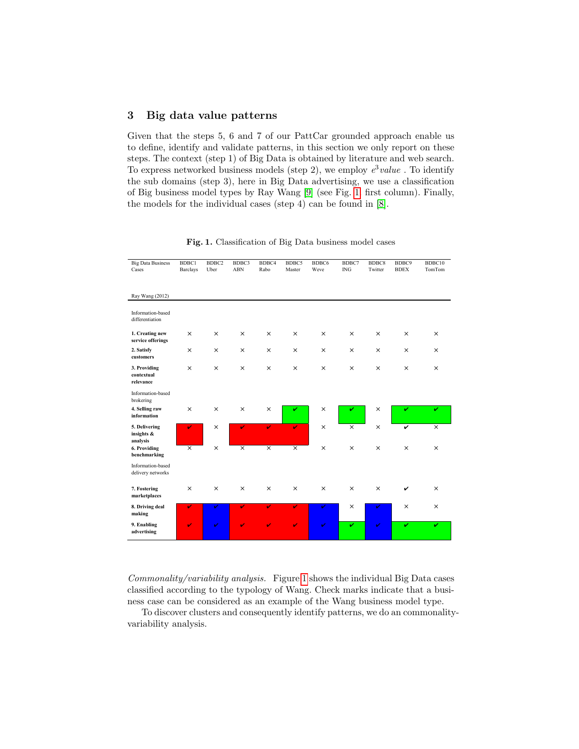## 3 Big data value patterns

Given that the steps 5, 6 and 7 of our PattCar grounded approach enable us to define, identify and validate patterns, in this section we only report on these steps. The context (step 1) of Big Data is obtained by literature and web search. To express networked business models (step 2), we employ $e^3value$ . To identify the sub domains (step 3), here in Big Data advertising, we use a classification of Big business model types by Ray Wang [9] (see Fig. 1 first column). Finally, the models for the individual cases (step 4) can be found in [8].

**Fig. 1.** Classification of Big Data business model cases

| Big Data Business Cases / Ray Wang (2012) | BDBC1 Barclays | BDBC2 Uber | BDBC3 ABN | BDBC4 Rabo | BDBC5 Master | BDBC6 Weve | BDBC7 ING | BDBC8 Twitter | BDBC9 BDEX | BDBC10 TomTom |
|---|---|---|---|---|---|---|---|---|---|---|
| Information-based differentiation | | | | | | | | | | |
| **1. Creating new service offerings** | × | × | × | × | × | × | × | × | × | × |
| **2. Satisfy customers** | × | × | × | × | × | × | × | × | × | × |
| **3. Providing contextual relevance** | × | × | × | × | × | × | × | × | × | × |
| Information-based brokering | | | | | | | | | | |
| **4. Selling raw information** | × | × | × | × | ✔ | × | ✔ | × | ✔ | ✔ |
| **5. Delivering insights & analysis** | ✔ | × | ✔ | ✔ | ✔ | × | × | × | ✔ | × |
| **6. Providing benchmarking** | × | × | × | × | × | × | × | × | × | × |
| Information-based delivery networks | | | | | | | | | | |
| **7. Fostering marketplaces** | × | × | × | × | × | × | × | × | ✔ | × |
| **8. Driving deal making** | ✔ | ✔ | ✔ | ✔ | ✔ | ✔ | × | ✔ | × | × |
| **9. Enabling advertising** | ✔ | ✔ | ✔ | ✔ | ✔ | ✔ | ✔ | ✔ | ✔ | ✔ |

*Commonality/variability analysis.* Figure 1 shows the individual Big Data cases classified according to the typology of Wang. Check marks indicate that a business case can be considered as an example of the Wang business model type.

To discover clusters and consequently identify patterns, we do an commonality-variability analysis.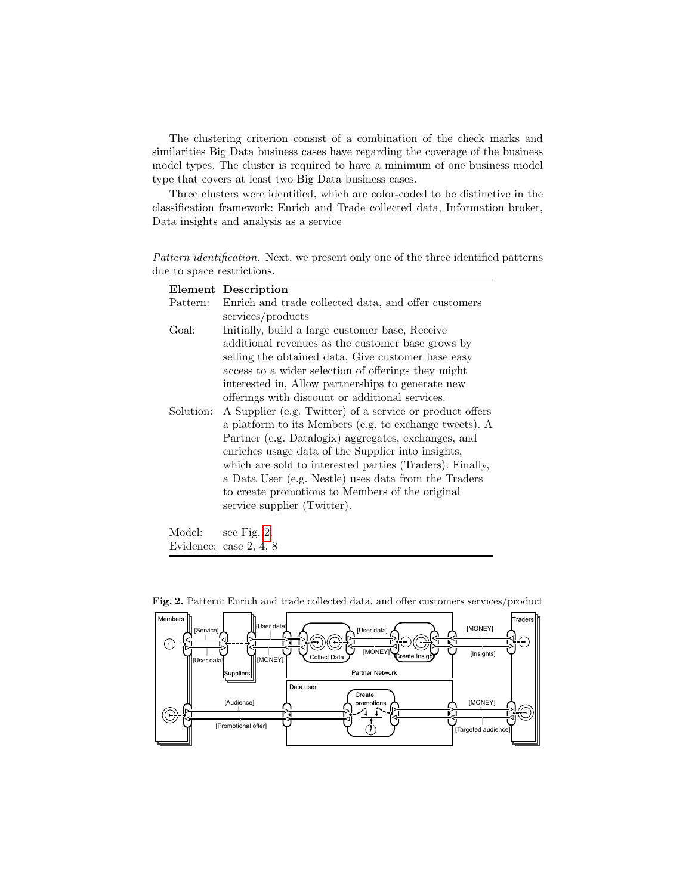The clustering criterion consist of a combination of the check marks and similarities Big Data business cases have regarding the coverage of the business model types. The cluster is required to have a minimum of one business model type that covers at least two Big Data business cases.

Three clusters were identified, which are color-coded to be distinctive in the classification framework: Enrich and Trade collected data, Information broker, Data insights and analysis as a service

*Pattern identification.* Next, we present only one of the three identified patterns due to space restrictions.

| Element | Description |
|---|---|
| Pattern: | Enrich and trade collected data, and offer customers services/products |
| Goal: | Initially, build a large customer base, Receive additional revenues as the customer base grows by selling the obtained data, Give customer base easy access to a wider selection of offerings they might interested in, Allow partnerships to generate new offerings with discount or additional services. |
| Solution: | A Supplier (e.g. Twitter) of a service or product offers a platform to its Members (e.g. to exchange tweets). A Partner (e.g. Datalogix) aggregates, exchanges, and enriches usage data of the Supplier into insights, which are sold to interested parties (Traders). Finally, a Data User (e.g. Nestle) uses data from the Traders to create promotions to Members of the original service supplier (Twitter). |
| Model: | see Fig. 2 |
| Evidence: | case 2, 4, 8 |

**Fig. 2.** Pattern: Enrich and trade collected data, and offer customers services/product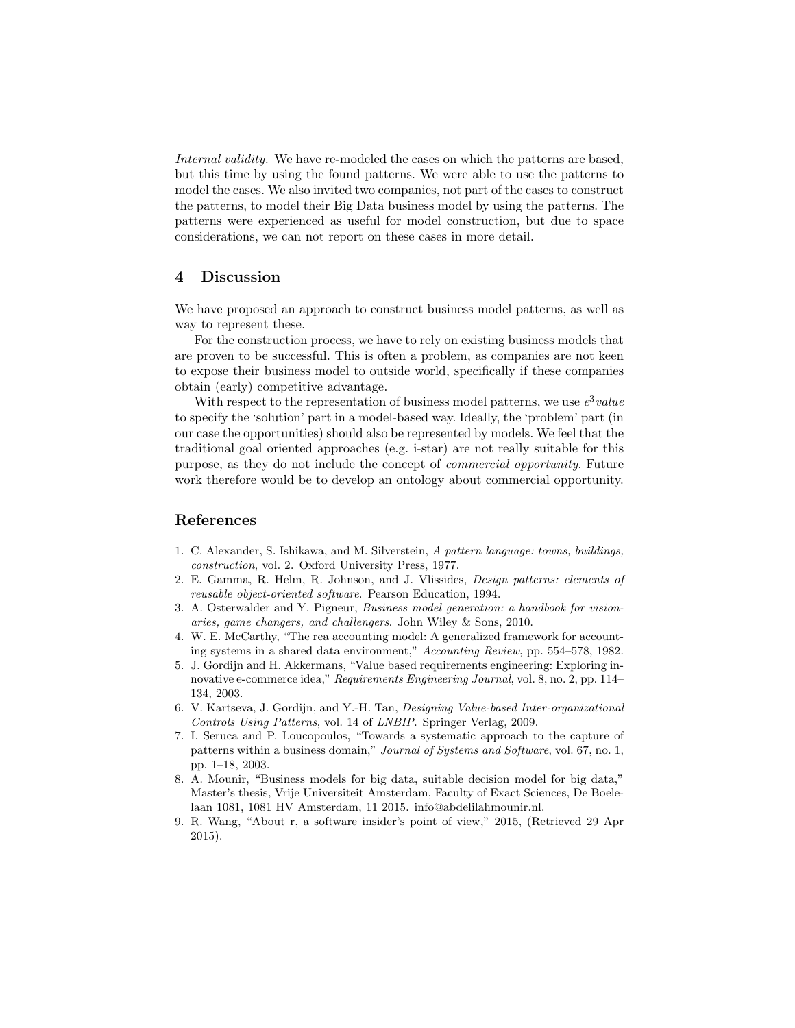*Internal validity.* We have re-modeled the cases on which the patterns are based, but this time by using the found patterns. We were able to use the patterns to model the cases. We also invited two companies, not part of the cases to construct the patterns, to model their Big Data business model by using the patterns. The patterns were experienced as useful for model construction, but due to space considerations, we can not report on these cases in more detail.

## 4 Discussion

We have proposed an approach to construct business model patterns, as well as way to represent these.

For the construction process, we have to rely on existing business models that are proven to be successful. This is often a problem, as companies are not keen to expose their business model to outside world, specifically if these companies obtain (early) competitive advantage.

With respect to the representation of business model patterns, we use $e^3$*value* to specify the 'solution' part in a model-based way. Ideally, the 'problem' part (in our case the opportunities) should also be represented by models. We feel that the traditional goal oriented approaches (e.g. i-star) are not really suitable for this purpose, as they do not include the concept of *commercial opportunity*. Future work therefore would be to develop an ontology about commercial opportunity.

## References

1. C. Alexander, S. Ishikawa, and M. Silverstein, *A pattern language: towns, buildings, construction*, vol. 2. Oxford University Press, 1977.
2. E. Gamma, R. Helm, R. Johnson, and J. Vlissides, *Design patterns: elements of reusable object-oriented software*. Pearson Education, 1994.
3. A. Osterwalder and Y. Pigneur, *Business model generation: a handbook for visionaries, game changers, and challengers*. John Wiley & Sons, 2010.
4. W. E. McCarthy, "The rea accounting model: A generalized framework for accounting systems in a shared data environment," *Accounting Review*, pp. 554–578, 1982.
5. J. Gordijn and H. Akkermans, "Value based requirements engineering: Exploring innovative e-commerce idea," *Requirements Engineering Journal*, vol. 8, no. 2, pp. 114–134, 2003.
6. V. Kartseva, J. Gordijn, and Y.-H. Tan, *Designing Value-based Inter-organizational Controls Using Patterns*, vol. 14 of *LNBIP*. Springer Verlag, 2009.
7. I. Seruca and P. Loucopoulos, "Towards a systematic approach to the capture of patterns within a business domain," *Journal of Systems and Software*, vol. 67, no. 1, pp. 1–18, 2003.
8. A. Mounir, "Business models for big data, suitable decision model for big data," Master's thesis, Vrije Universiteit Amsterdam, Faculty of Exact Sciences, De Boelelaan 1081, 1081 HV Amsterdam, 11 2015. info@abdelilahmounir.nl.
9. R. Wang, "About r, a software insider's point of view," 2015, (Retrieved 29 Apr 2015).